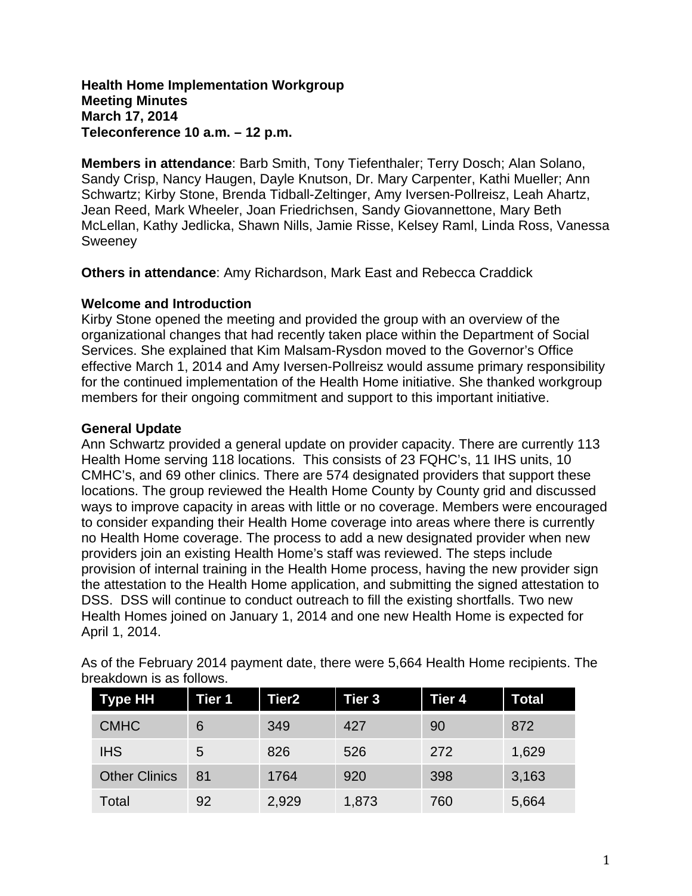**Health Home Implementation Workgroup**
**Meeting Minutes**
**March 17, 2014**
**Teleconference 10 a.m. – 12 p.m.**

**Members in attendance**: Barb Smith, Tony Tiefenthaler; Terry Dosch; Alan Solano, Sandy Crisp, Nancy Haugen, Dayle Knutson, Dr. Mary Carpenter, Kathi Mueller; Ann Schwartz; Kirby Stone, Brenda Tidball-Zeltinger, Amy Iversen-Pollreisz, Leah Ahartz, Jean Reed, Mark Wheeler, Joan Friedrichsen, Sandy Giovannettone, Mary Beth McLellan, Kathy Jedlicka, Shawn Nills, Jamie Risse, Kelsey Raml, Linda Ross, Vanessa Sweeney

**Others in attendance**: Amy Richardson, Mark East and Rebecca Craddick

**Welcome and Introduction**

Kirby Stone opened the meeting and provided the group with an overview of the organizational changes that had recently taken place within the Department of Social Services. She explained that Kim Malsam-Rysdon moved to the Governor's Office effective March 1, 2014 and Amy Iversen-Pollreisz would assume primary responsibility for the continued implementation of the Health Home initiative. She thanked workgroup members for their ongoing commitment and support to this important initiative.

**General Update**

Ann Schwartz provided a general update on provider capacity. There are currently 113 Health Home serving 118 locations. This consists of 23 FQHC's, 11 IHS units, 10 CMHC's, and 69 other clinics. There are 574 designated providers that support these locations. The group reviewed the Health Home County by County grid and discussed ways to improve capacity in areas with little or no coverage. Members were encouraged to consider expanding their Health Home coverage into areas where there is currently no Health Home coverage. The process to add a new designated provider when new providers join an existing Health Home's staff was reviewed. The steps include provision of internal training in the Health Home process, having the new provider sign the attestation to the Health Home application, and submitting the signed attestation to DSS. DSS will continue to conduct outreach to fill the existing shortfalls. Two new Health Homes joined on January 1, 2014 and one new Health Home is expected for April 1, 2014.

As of the February 2014 payment date, there were 5,664 Health Home recipients. The breakdown is as follows.

| Type HH | Tier 1 | Tier2 | Tier 3 | Tier 4 | Total |
|---|---|---|---|---|---|
| CMHC | 6 | 349 | 427 | 90 | 872 |
| IHS | 5 | 826 | 526 | 272 | 1,629 |
| Other Clinics | 81 | 1764 | 920 | 398 | 3,163 |
| Total | 92 | 2,929 | 1,873 | 760 | 5,664 |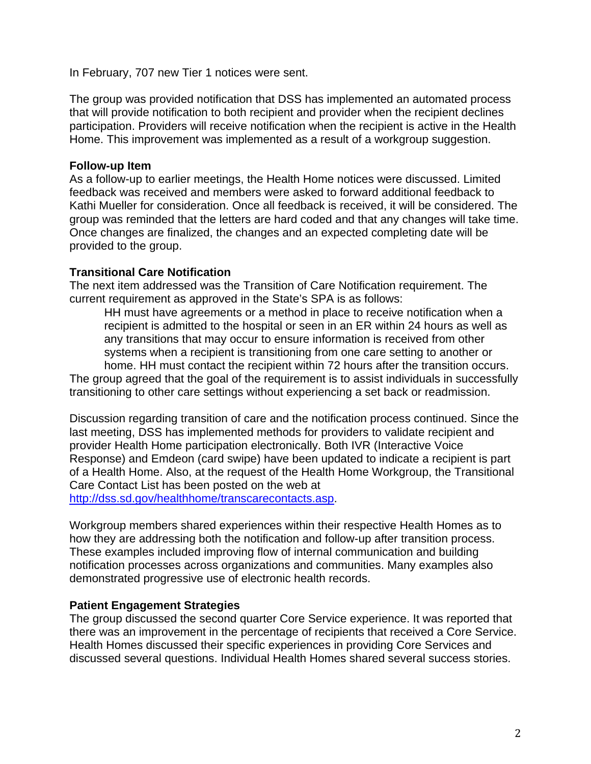In February, 707 new Tier 1 notices were sent.

The group was provided notification that DSS has implemented an automated process that will provide notification to both recipient and provider when the recipient declines participation. Providers will receive notification when the recipient is active in the Health Home. This improvement was implemented as a result of a workgroup suggestion.

**Follow-up Item**

As a follow-up to earlier meetings, the Health Home notices were discussed. Limited feedback was received and members were asked to forward additional feedback to Kathi Mueller for consideration. Once all feedback is received, it will be considered. The group was reminded that the letters are hard coded and that any changes will take time. Once changes are finalized, the changes and an expected completing date will be provided to the group.

**Transitional Care Notification**

The next item addressed was the Transition of Care Notification requirement. The current requirement as approved in the State's SPA is as follows:

> HH must have agreements or a method in place to receive notification when a recipient is admitted to the hospital or seen in an ER within 24 hours as well as any transitions that may occur to ensure information is received from other systems when a recipient is transitioning from one care setting to another or home. HH must contact the recipient within 72 hours after the transition occurs.

The group agreed that the goal of the requirement is to assist individuals in successfully transitioning to other care settings without experiencing a set back or readmission.

Discussion regarding transition of care and the notification process continued. Since the last meeting, DSS has implemented methods for providers to validate recipient and provider Health Home participation electronically. Both IVR (Interactive Voice Response) and Emdeon (card swipe) have been updated to indicate a recipient is part of a Health Home. Also, at the request of the Health Home Workgroup, the Transitional Care Contact List has been posted on the web at [http://dss.sd.gov/healthhome/transcarecontacts.asp](http://dss.sd.gov/healthhome/transcarecontacts.asp).

Workgroup members shared experiences within their respective Health Homes as to how they are addressing both the notification and follow-up after transition process. These examples included improving flow of internal communication and building notification processes across organizations and communities. Many examples also demonstrated progressive use of electronic health records.

**Patient Engagement Strategies**

The group discussed the second quarter Core Service experience. It was reported that there was an improvement in the percentage of recipients that received a Core Service. Health Homes discussed their specific experiences in providing Core Services and discussed several questions. Individual Health Homes shared several success stories.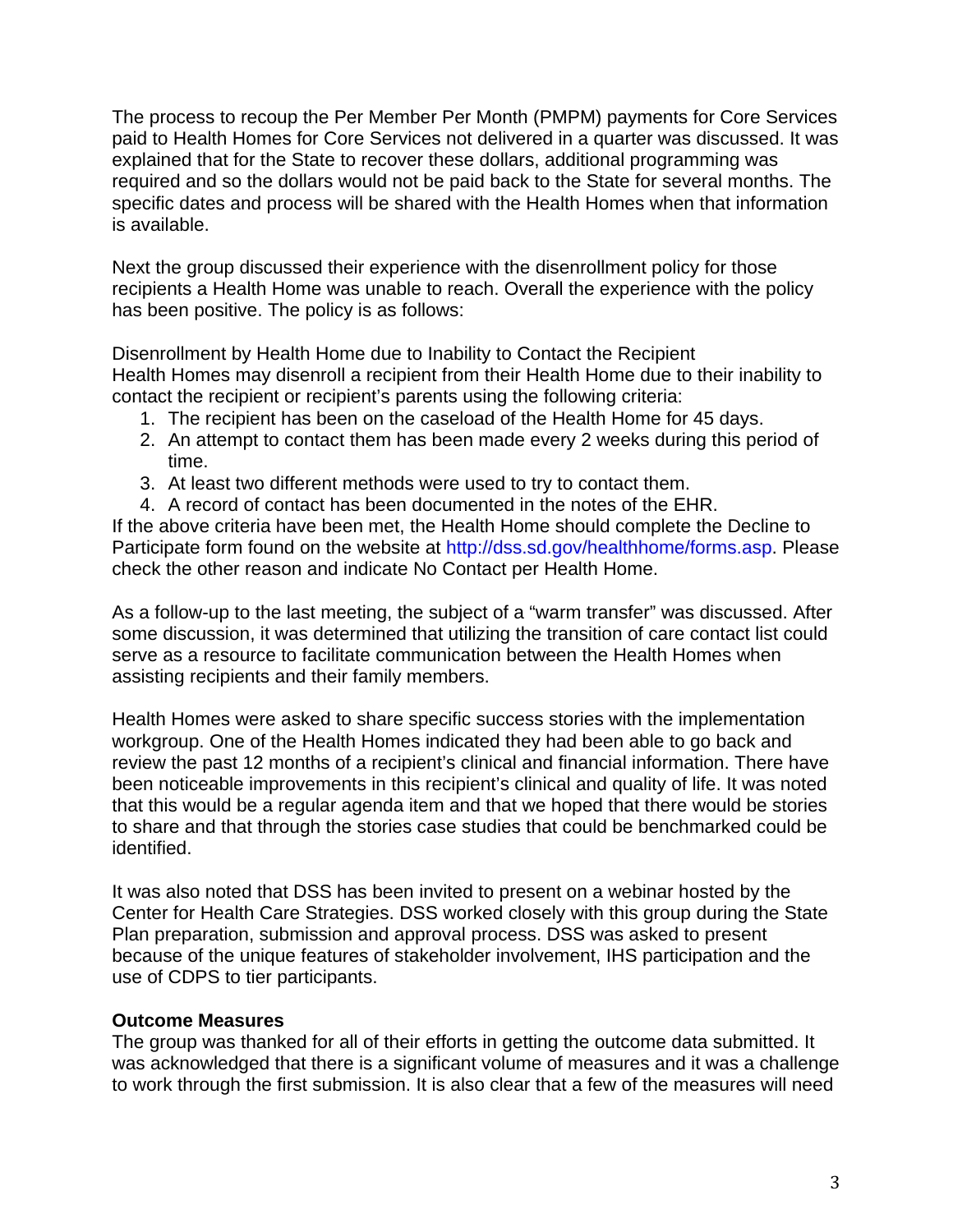The process to recoup the Per Member Per Month (PMPM) payments for Core Services paid to Health Homes for Core Services not delivered in a quarter was discussed. It was explained that for the State to recover these dollars, additional programming was required and so the dollars would not be paid back to the State for several months. The specific dates and process will be shared with the Health Homes when that information is available.

Next the group discussed their experience with the disenrollment policy for those recipients a Health Home was unable to reach. Overall the experience with the policy has been positive. The policy is as follows:

Disenrollment by Health Home due to Inability to Contact the Recipient
Health Homes may disenroll a recipient from their Health Home due to their inability to contact the recipient or recipient's parents using the following criteria:

1. The recipient has been on the caseload of the Health Home for 45 days.
2. An attempt to contact them has been made every 2 weeks during this period of time.
3. At least two different methods were used to try to contact them.
4. A record of contact has been documented in the notes of the EHR.

If the above criteria have been met, the Health Home should complete the Decline to Participate form found on the website at http://dss.sd.gov/healthhome/forms.asp. Please check the other reason and indicate No Contact per Health Home.

As a follow-up to the last meeting, the subject of a "warm transfer" was discussed. After some discussion, it was determined that utilizing the transition of care contact list could serve as a resource to facilitate communication between the Health Homes when assisting recipients and their family members.

Health Homes were asked to share specific success stories with the implementation workgroup. One of the Health Homes indicated they had been able to go back and review the past 12 months of a recipient's clinical and financial information. There have been noticeable improvements in this recipient's clinical and quality of life. It was noted that this would be a regular agenda item and that we hoped that there would be stories to share and that through the stories case studies that could be benchmarked could be identified.

It was also noted that DSS has been invited to present on a webinar hosted by the Center for Health Care Strategies. DSS worked closely with this group during the State Plan preparation, submission and approval process. DSS was asked to present because of the unique features of stakeholder involvement, IHS participation and the use of CDPS to tier participants.

**Outcome Measures**
The group was thanked for all of their efforts in getting the outcome data submitted. It was acknowledged that there is a significant volume of measures and it was a challenge to work through the first submission. It is also clear that a few of the measures will need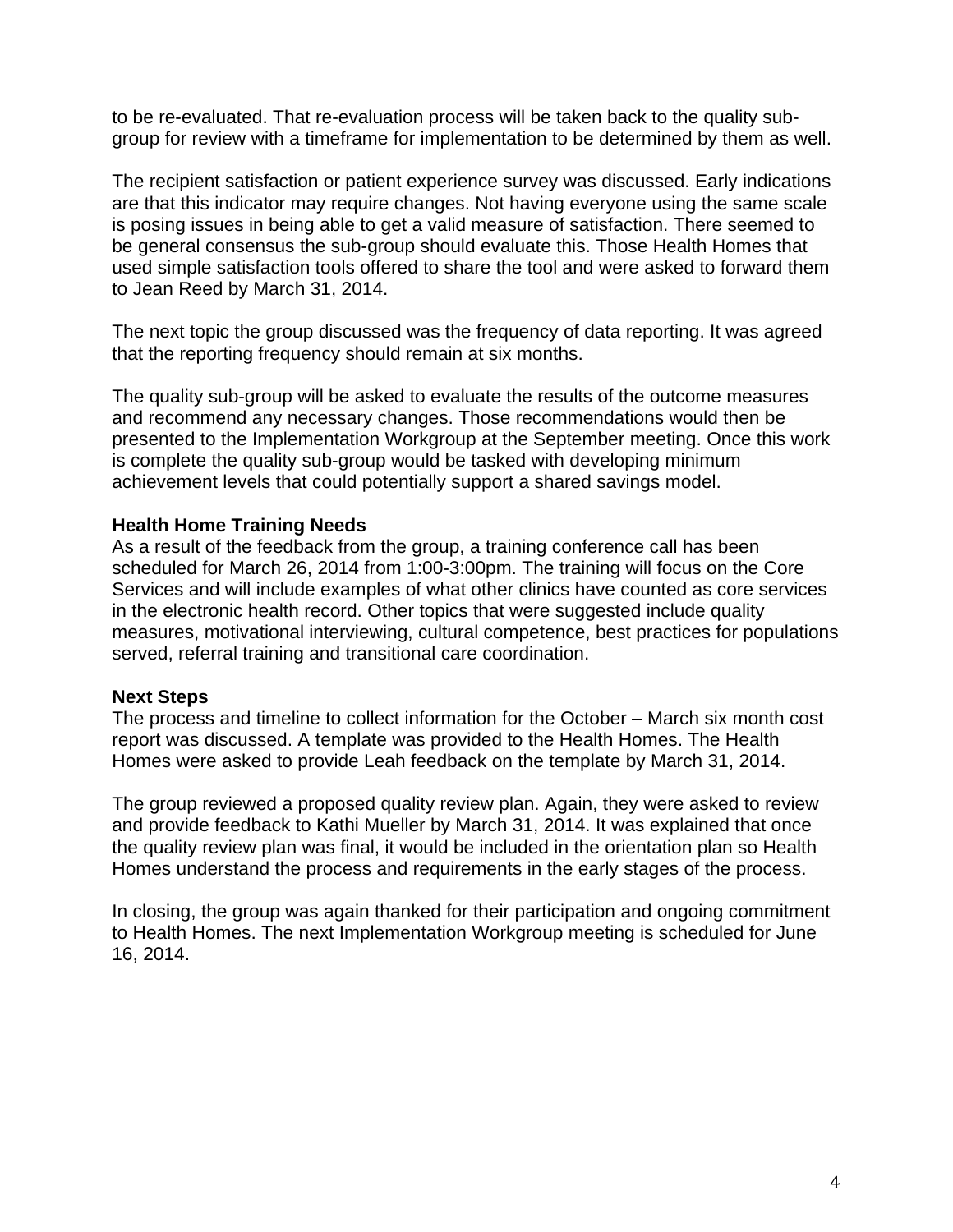to be re-evaluated. That re-evaluation process will be taken back to the quality sub-group for review with a timeframe for implementation to be determined by them as well.

The recipient satisfaction or patient experience survey was discussed. Early indications are that this indicator may require changes. Not having everyone using the same scale is posing issues in being able to get a valid measure of satisfaction. There seemed to be general consensus the sub-group should evaluate this. Those Health Homes that used simple satisfaction tools offered to share the tool and were asked to forward them to Jean Reed by March 31, 2014.

The next topic the group discussed was the frequency of data reporting. It was agreed that the reporting frequency should remain at six months.

The quality sub-group will be asked to evaluate the results of the outcome measures and recommend any necessary changes. Those recommendations would then be presented to the Implementation Workgroup at the September meeting. Once this work is complete the quality sub-group would be tasked with developing minimum achievement levels that could potentially support a shared savings model.

**Health Home Training Needs**

As a result of the feedback from the group, a training conference call has been scheduled for March 26, 2014 from 1:00-3:00pm. The training will focus on the Core Services and will include examples of what other clinics have counted as core services in the electronic health record. Other topics that were suggested include quality measures, motivational interviewing, cultural competence, best practices for populations served, referral training and transitional care coordination.

**Next Steps**

The process and timeline to collect information for the October – March six month cost report was discussed. A template was provided to the Health Homes. The Health Homes were asked to provide Leah feedback on the template by March 31, 2014.

The group reviewed a proposed quality review plan. Again, they were asked to review and provide feedback to Kathi Mueller by March 31, 2014. It was explained that once the quality review plan was final, it would be included in the orientation plan so Health Homes understand the process and requirements in the early stages of the process.

In closing, the group was again thanked for their participation and ongoing commitment to Health Homes. The next Implementation Workgroup meeting is scheduled for June 16, 2014.